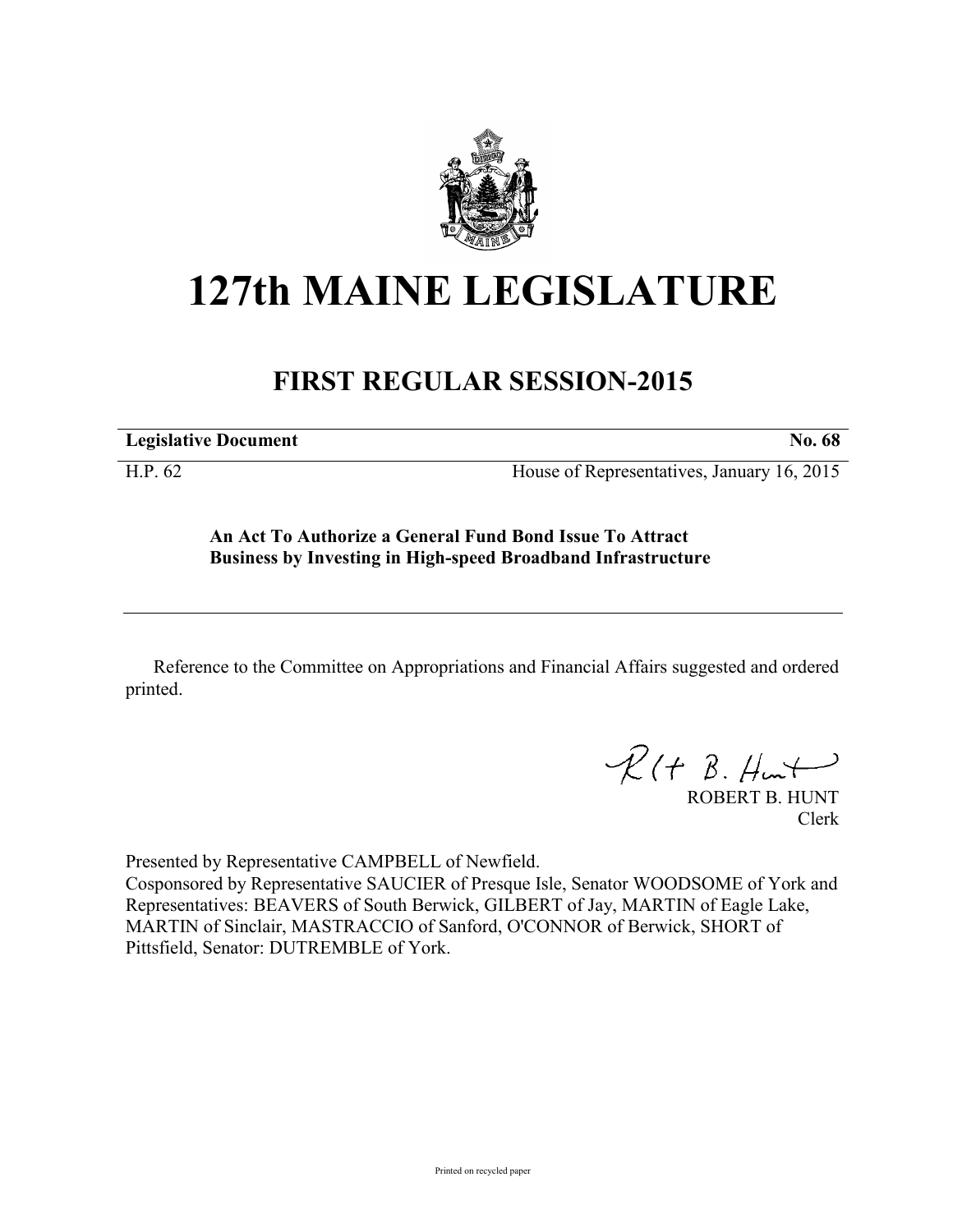# 127th MAINE LEGISLATURE

## FIRST REGULAR SESSION-2015

**Legislative Document** **No. 68**

H.P. 62 House of Representatives, January 16, 2015

**An Act To Authorize a General Fund Bond Issue To Attract Business by Investing in High-speed Broadband Infrastructure**

---

Reference to the Committee on Appropriations and Financial Affairs suggested and ordered printed.

ROBERT B. HUNT
Clerk

Presented by Representative CAMPBELL of Newfield.
Cosponsored by Representative SAUCIER of Presque Isle, Senator WOODSOME of York and Representatives: BEAVERS of South Berwick, GILBERT of Jay, MARTIN of Eagle Lake, MARTIN of Sinclair, MASTRACCIO of Sanford, O'CONNOR of Berwick, SHORT of Pittsfield, Senator: DUTREMBLE of York.

Printed on recycled paper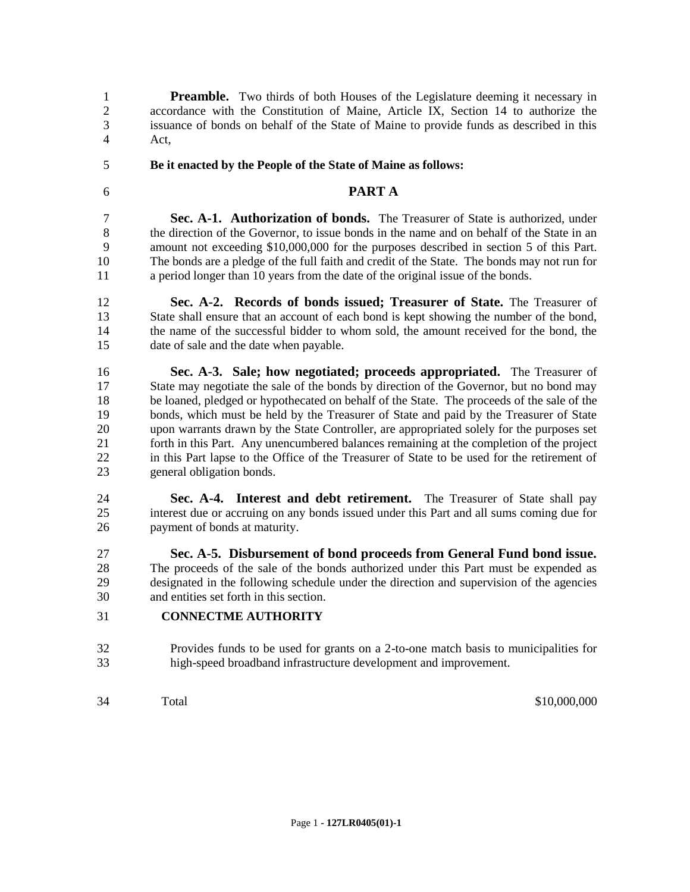**Preamble.** Two thirds of both Houses of the Legislature deeming it necessary in accordance with the Constitution of Maine, Article IX, Section 14 to authorize the issuance of bonds on behalf of the State of Maine to provide funds as described in this Act,

**Be it enacted by the People of the State of Maine as follows:**

## PART A

**Sec. A-1. Authorization of bonds.** The Treasurer of State is authorized, under the direction of the Governor, to issue bonds in the name and on behalf of the State in an amount not exceeding $10,000,000 for the purposes described in section 5 of this Part. The bonds are a pledge of the full faith and credit of the State. The bonds may not run for a period longer than 10 years from the date of the original issue of the bonds.

**Sec. A-2. Records of bonds issued; Treasurer of State.** The Treasurer of State shall ensure that an account of each bond is kept showing the number of the bond, the name of the successful bidder to whom sold, the amount received for the bond, the date of sale and the date when payable.

**Sec. A-3. Sale; how negotiated; proceeds appropriated.** The Treasurer of State may negotiate the sale of the bonds by direction of the Governor, but no bond may be loaned, pledged or hypothecated on behalf of the State. The proceeds of the sale of the bonds, which must be held by the Treasurer of State and paid by the Treasurer of State upon warrants drawn by the State Controller, are appropriated solely for the purposes set forth in this Part. Any unencumbered balances remaining at the completion of the project in this Part lapse to the Office of the Treasurer of State to be used for the retirement of general obligation bonds.

**Sec. A-4. Interest and debt retirement.** The Treasurer of State shall pay interest due or accruing on any bonds issued under this Part and all sums coming due for payment of bonds at maturity.

**Sec. A-5. Disbursement of bond proceeds from General Fund bond issue.** The proceeds of the sale of the bonds authorized under this Part must be expended as designated in the following schedule under the direction and supervision of the agencies and entities set forth in this section.

**CONNECTME AUTHORITY**

Provides funds to be used for grants on a 2-to-one match basis to municipalities for high-speed broadband infrastructure development and improvement.

| Total | $10,000,000 |
|---|---|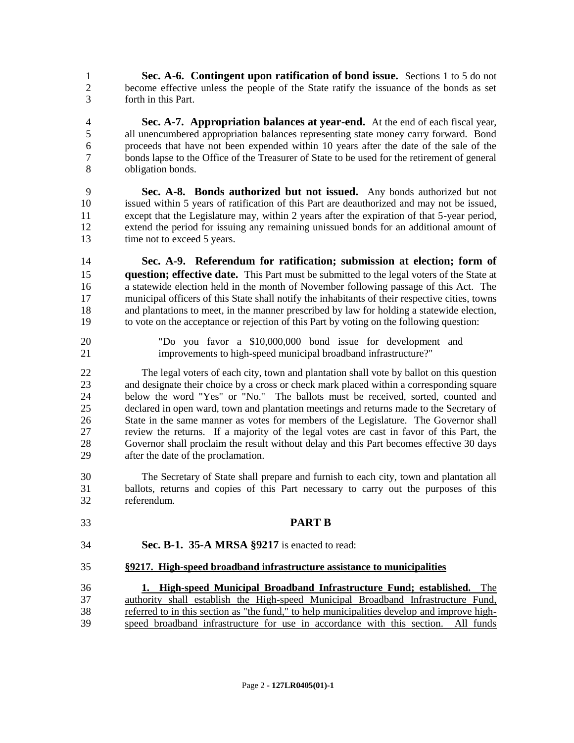**Sec. A-6. Contingent upon ratification of bond issue.** Sections 1 to 5 do not become effective unless the people of the State ratify the issuance of the bonds as set forth in this Part.

**Sec. A-7. Appropriation balances at year-end.** At the end of each fiscal year, all unencumbered appropriation balances representing state money carry forward. Bond proceeds that have not been expended within 10 years after the date of the sale of the bonds lapse to the Office of the Treasurer of State to be used for the retirement of general obligation bonds.

**Sec. A-8. Bonds authorized but not issued.** Any bonds authorized but not issued within 5 years of ratification of this Part are deauthorized and may not be issued, except that the Legislature may, within 2 years after the expiration of that 5-year period, extend the period for issuing any remaining unissued bonds for an additional amount of time not to exceed 5 years.

**Sec. A-9. Referendum for ratification; submission at election; form of question; effective date.** This Part must be submitted to the legal voters of the State at a statewide election held in the month of November following passage of this Act. The municipal officers of this State shall notify the inhabitants of their respective cities, towns and plantations to meet, in the manner prescribed by law for holding a statewide election, to vote on the acceptance or rejection of this Part by voting on the following question:

"Do you favor a $10,000,000 bond issue for development and improvements to high-speed municipal broadband infrastructure?"

The legal voters of each city, town and plantation shall vote by ballot on this question and designate their choice by a cross or check mark placed within a corresponding square below the word "Yes" or "No." The ballots must be received, sorted, counted and declared in open ward, town and plantation meetings and returns made to the Secretary of State in the same manner as votes for members of the Legislature. The Governor shall review the returns. If a majority of the legal votes are cast in favor of this Part, the Governor shall proclaim the result without delay and this Part becomes effective 30 days after the date of the proclamation.

The Secretary of State shall prepare and furnish to each city, town and plantation all ballots, returns and copies of this Part necessary to carry out the purposes of this referendum.

## PART B

**Sec. B-1. 35-A MRSA §9217** is enacted to read:

**§9217. High-speed broadband infrastructure assistance to municipalities**

**1. High-speed Municipal Broadband Infrastructure Fund; established.** The authority shall establish the High-speed Municipal Broadband Infrastructure Fund, referred to in this section as "the fund," to help municipalities develop and improve high-speed broadband infrastructure for use in accordance with this section. All funds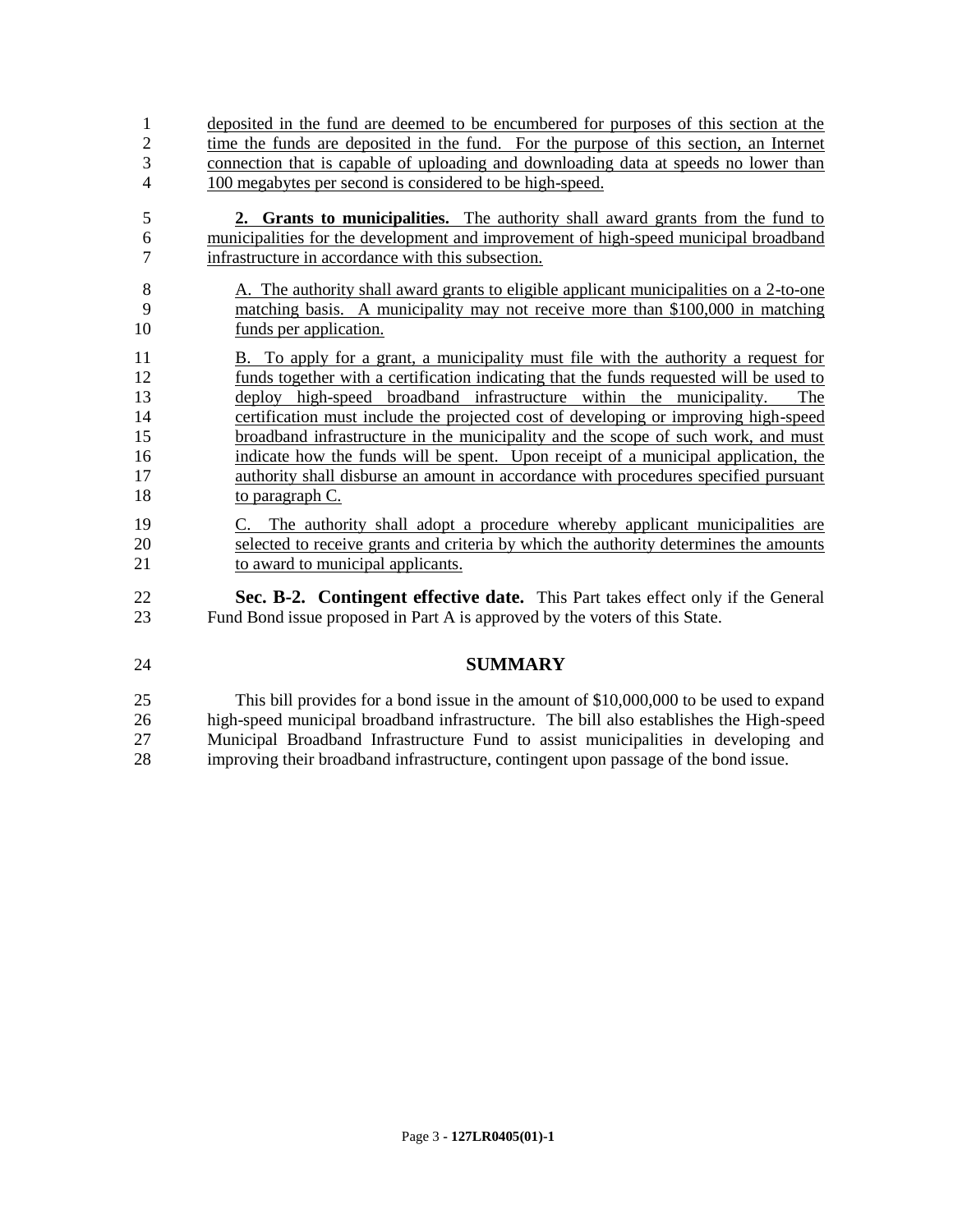deposited in the fund are deemed to be encumbered for purposes of this section at the time the funds are deposited in the fund. For the purpose of this section, an Internet connection that is capable of uploading and downloading data at speeds no lower than 100 megabytes per second is considered to be high-speed.

**2. Grants to municipalities.** The authority shall award grants from the fund to municipalities for the development and improvement of high-speed municipal broadband infrastructure in accordance with this subsection.

A. The authority shall award grants to eligible applicant municipalities on a 2-to-one matching basis. A municipality may not receive more than $100,000 in matching funds per application.

B. To apply for a grant, a municipality must file with the authority a request for funds together with a certification indicating that the funds requested will be used to deploy high-speed broadband infrastructure within the municipality. The certification must include the projected cost of developing or improving high-speed broadband infrastructure in the municipality and the scope of such work, and must indicate how the funds will be spent. Upon receipt of a municipal application, the authority shall disburse an amount in accordance with procedures specified pursuant to paragraph C.

C. The authority shall adopt a procedure whereby applicant municipalities are selected to receive grants and criteria by which the authority determines the amounts to award to municipal applicants.

**Sec. B-2. Contingent effective date.** This Part takes effect only if the General Fund Bond issue proposed in Part A is approved by the voters of this State.

## SUMMARY

This bill provides for a bond issue in the amount of $10,000,000 to be used to expand high-speed municipal broadband infrastructure. The bill also establishes the High-speed Municipal Broadband Infrastructure Fund to assist municipalities in developing and improving their broadband infrastructure, contingent upon passage of the bond issue.